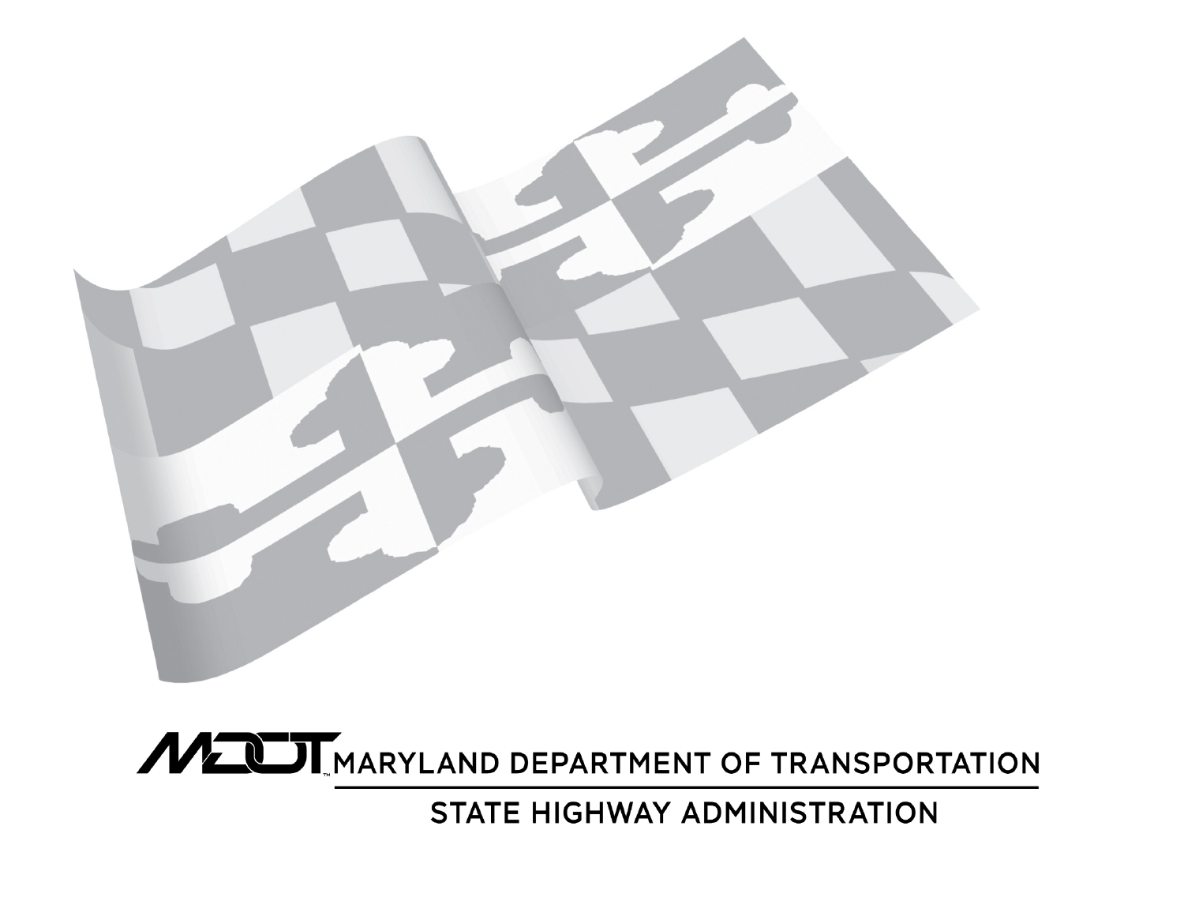MDOT™ MARYLAND DEPARTMENT OF TRANSPORTATION

STATE HIGHWAY ADMINISTRATION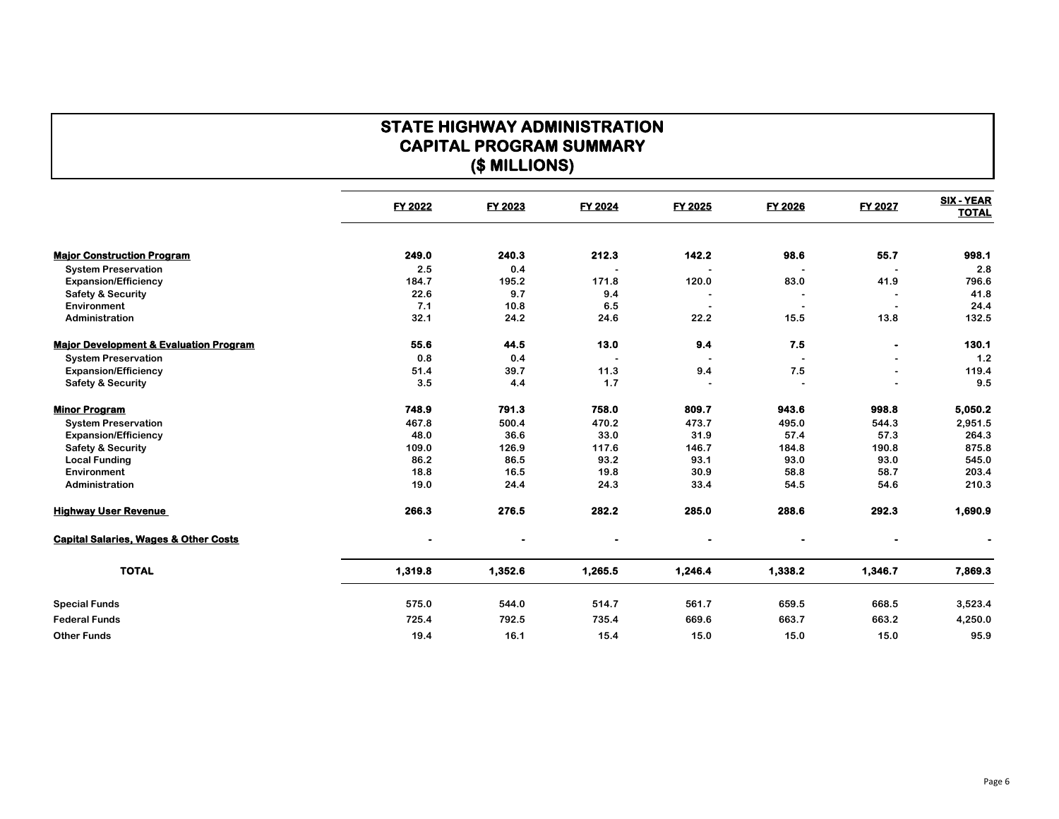# STATE HIGHWAY ADMINISTRATION
## CAPITAL PROGRAM SUMMARY
## ($ MILLIONS)

| | FY 2022 | FY 2023 | FY 2024 | FY 2025 | FY 2026 | FY 2027 | SIX - YEAR TOTAL |
|---|---|---|---|---|---|---|---|
| **Major Construction Program** | **249.0** | **240.3** | **212.3** | **142.2** | **98.6** | **55.7** | **998.1** |
| System Preservation | 2.5 | 0.4 | - | - | - | - | 2.8 |
| Expansion/Efficiency | 184.7 | 195.2 | 171.8 | 120.0 | 83.0 | 41.9 | 796.6 |
| Safety & Security | 22.6 | 9.7 | 9.4 | - | - | - | 41.8 |
| Environment | 7.1 | 10.8 | 6.5 | - | - | - | 24.4 |
| Administration | 32.1 | 24.2 | 24.6 | 22.2 | 15.5 | 13.8 | 132.5 |
| **Major Development & Evaluation Program** | **55.6** | **44.5** | **13.0** | **9.4** | **7.5** | **-** | **130.1** |
| System Preservation | 0.8 | 0.4 | - | - | - | - | 1.2 |
| Expansion/Efficiency | 51.4 | 39.7 | 11.3 | 9.4 | 7.5 | - | 119.4 |
| Safety & Security | 3.5 | 4.4 | 1.7 | - | - | - | 9.5 |
| **Minor Program** | **748.9** | **791.3** | **758.0** | **809.7** | **943.6** | **998.8** | **5,050.2** |
| System Preservation | 467.8 | 500.4 | 470.2 | 473.7 | 495.0 | 544.3 | 2,951.5 |
| Expansion/Efficiency | 48.0 | 36.6 | 33.0 | 31.9 | 57.4 | 57.3 | 264.3 |
| Safety & Security | 109.0 | 126.9 | 117.6 | 146.7 | 184.8 | 190.8 | 875.8 |
| Local Funding | 86.2 | 86.5 | 93.2 | 93.1 | 93.0 | 93.0 | 545.0 |
| Environment | 18.8 | 16.5 | 19.8 | 30.9 | 58.8 | 58.7 | 203.4 |
| Administration | 19.0 | 24.4 | 24.3 | 33.4 | 54.5 | 54.6 | 210.3 |
| **Highway User Revenue** | **266.3** | **276.5** | **282.2** | **285.0** | **288.6** | **292.3** | **1,690.9** |
| **Capital Salaries, Wages & Other Costs** | **-** | **-** | **-** | **-** | **-** | **-** | **-** |
| **TOTAL** | **1,319.8** | **1,352.6** | **1,265.5** | **1,246.4** | **1,338.2** | **1,346.7** | **7,869.3** |
| Special Funds | 575.0 | 544.0 | 514.7 | 561.7 | 659.5 | 668.5 | 3,523.4 |
| Federal Funds | 725.4 | 792.5 | 735.4 | 669.6 | 663.7 | 663.2 | 4,250.0 |
| Other Funds | 19.4 | 16.1 | 15.4 | 15.0 | 15.0 | 15.0 | 95.9 |